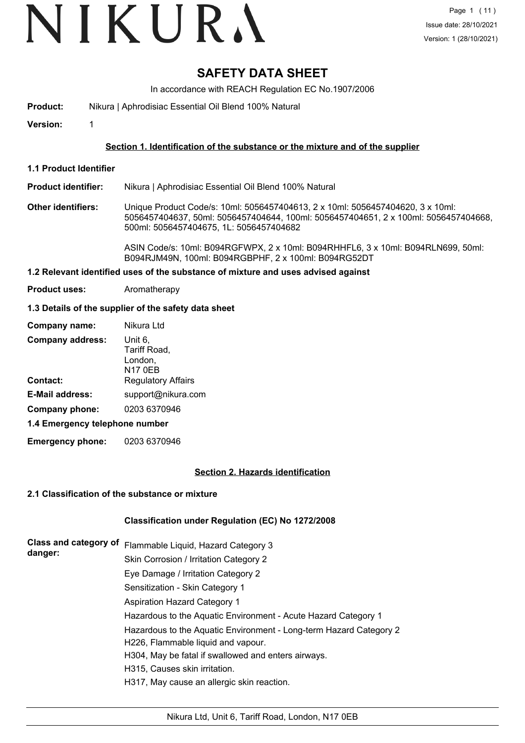# SAFETY DATA SHEET

In accordance with REACH Regulation EC No.1907/2006

**Product:** Nikura | Aphrodisiac Essential Oil Blend 100% Natural

**Version:** 1

## Section 1. Identification of the substance or the mixture and of the supplier

### 1.1 Product Identifier

**Product identifier:** Nikura | Aphrodisiac Essential Oil Blend 100% Natural

**Other identifiers:** Unique Product Code/s: 10ml: 5056457404613, 2 x 10ml: 5056457404620, 3 x 10ml: 5056457404637, 50ml: 5056457404644, 100ml: 5056457404651, 2 x 100ml: 5056457404668, 500ml: 5056457404675, 1L: 5056457404682

ASIN Code/s: 10ml: B094RGFWPX, 2 x 10ml: B094RHHFL6, 3 x 10ml: B094RLN699, 50ml: B094RJM49N, 100ml: B094RGBPHF, 2 x 100ml: B094RG52DT

### 1.2 Relevant identified uses of the substance of mixture and uses advised against

**Product uses:** Aromatherapy

### 1.3 Details of the supplier of the safety data sheet

**Company name:** Nikura Ltd

**Company address:** Unit 6,
Tariff Road,
London,
N17 0EB

**Contact:** Regulatory Affairs

**E-Mail address:** support@nikura.com

**Company phone:** 0203 6370946

### 1.4 Emergency telephone number

**Emergency phone:** 0203 6370946

## Section 2. Hazards identification

### 2.1 Classification of the substance or mixture

**Classification under Regulation (EC) No 1272/2008**

**Class and category of danger:**

Flammable Liquid, Hazard Category 3
Skin Corrosion / Irritation Category 2
Eye Damage / Irritation Category 2
Sensitization - Skin Category 1
Aspiration Hazard Category 1
Hazardous to the Aquatic Environment - Acute Hazard Category 1
Hazardous to the Aquatic Environment - Long-term Hazard Category 2
H226, Flammable liquid and vapour.
H304, May be fatal if swallowed and enters airways.
H315, Causes skin irritation.
H317, May cause an allergic skin reaction.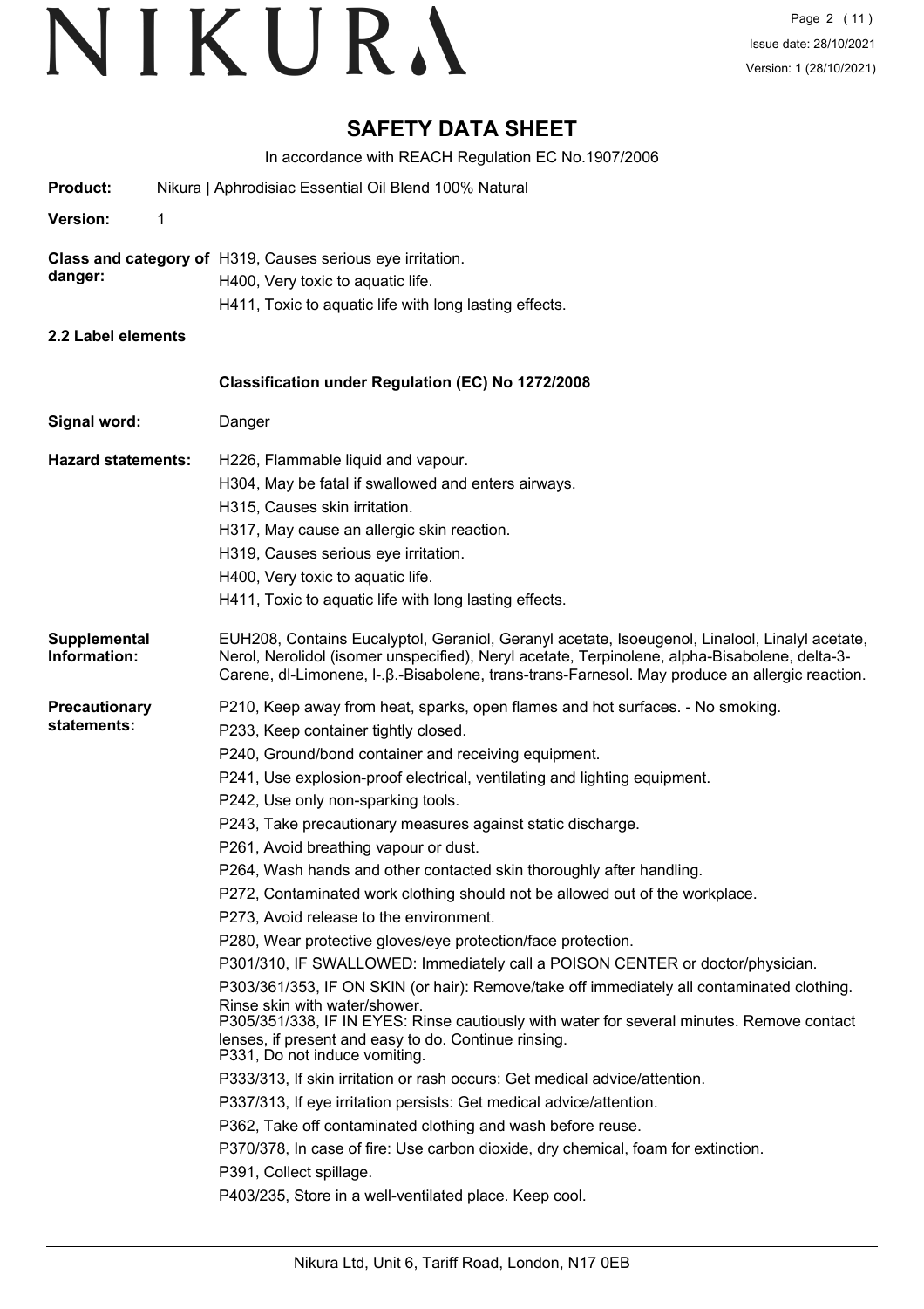# SAFETY DATA SHEET

In accordance with REACH Regulation EC No.1907/2006

**Product:** Nikura | Aphrodisiac Essential Oil Blend 100% Natural

**Version:** 1

**Class and category of danger:**
H319, Causes serious eye irritation.
H400, Very toxic to aquatic life.
H411, Toxic to aquatic life with long lasting effects.

**2.2 Label elements**

**Classification under Regulation (EC) No 1272/2008**

**Signal word:** Danger

**Hazard statements:**
H226, Flammable liquid and vapour.
H304, May be fatal if swallowed and enters airways.
H315, Causes skin irritation.
H317, May cause an allergic skin reaction.
H319, Causes serious eye irritation.
H400, Very toxic to aquatic life.
H411, Toxic to aquatic life with long lasting effects.

**Supplemental Information:**
EUH208, Contains Eucalyptol, Geraniol, Geranyl acetate, Isoeugenol, Linalool, Linalyl acetate, Nerol, Nerolidol (isomer unspecified), Neryl acetate, Terpinolene, alpha-Bisabolene, delta-3-Carene, dl-Limonene, l-.β.-Bisabolene, trans-trans-Farnesol. May produce an allergic reaction.

**Precautionary statements:**
P210, Keep away from heat, sparks, open flames and hot surfaces. - No smoking.
P233, Keep container tightly closed.
P240, Ground/bond container and receiving equipment.
P241, Use explosion-proof electrical, ventilating and lighting equipment.
P242, Use only non-sparking tools.
P243, Take precautionary measures against static discharge.
P261, Avoid breathing vapour or dust.
P264, Wash hands and other contacted skin thoroughly after handling.
P272, Contaminated work clothing should not be allowed out of the workplace.
P273, Avoid release to the environment.
P280, Wear protective gloves/eye protection/face protection.
P301/310, IF SWALLOWED: Immediately call a POISON CENTER or doctor/physician.
P303/361/353, IF ON SKIN (or hair): Remove/take off immediately all contaminated clothing. Rinse skin with water/shower.
P305/351/338, IF IN EYES: Rinse cautiously with water for several minutes. Remove contact lenses, if present and easy to do. Continue rinsing.
P331, Do not induce vomiting.
P333/313, If skin irritation or rash occurs: Get medical advice/attention.
P337/313, If eye irritation persists: Get medical advice/attention.
P362, Take off contaminated clothing and wash before reuse.
P370/378, In case of fire: Use carbon dioxide, dry chemical, foam for extinction.
P391, Collect spillage.
P403/235, Store in a well-ventilated place. Keep cool.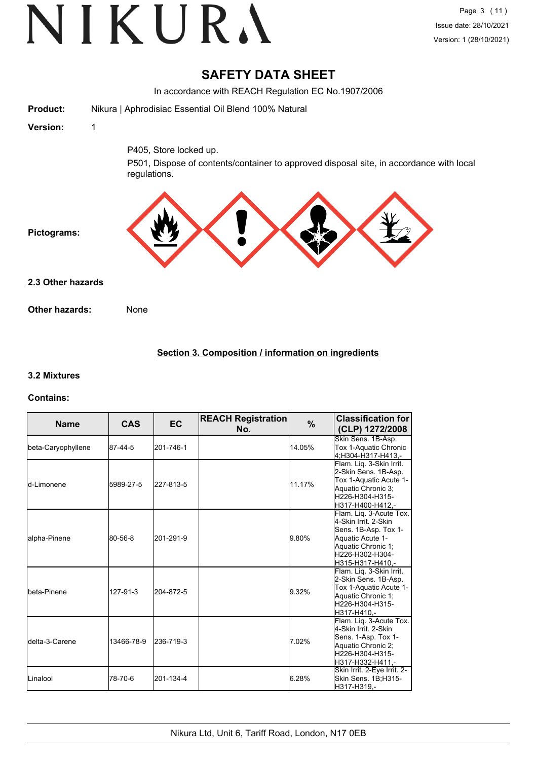# SAFETY DATA SHEET

In accordance with REACH Regulation EC No.1907/2006

**Product:** Nikura | Aphrodisiac Essential Oil Blend 100% Natural

**Version:** 1

P405, Store locked up.

P501, Dispose of contents/container to approved disposal site, in accordance with local regulations.

**Pictograms:**

### 2.3 Other hazards

**Other hazards:** None

## Section 3. Composition / information on ingredients

### 3.2 Mixtures

**Contains:**

| Name | CAS | EC | REACH Registration No. | % | Classification for (CLP) 1272/2008 |
|---|---|---|---|---|---|
| beta-Caryophyllene | 87-44-5 | 201-746-1 | | 14.05% | Skin Sens. 1B-Asp. Tox 1-Aquatic Chronic 4;H304-H317-H413,- |
| d-Limonene | 5989-27-5 | 227-813-5 | | 11.17% | Flam. Liq. 3-Skin Irrit. 2-Skin Sens. 1B-Asp. Tox 1-Aquatic Acute 1-Aquatic Chronic 3; H226-H304-H315-H317-H400-H412,- |
| alpha-Pinene | 80-56-8 | 201-291-9 | | 9.80% | Flam. Liq. 3-Acute Tox. 4-Skin Irrit. 2-Skin Sens. 1B-Asp. Tox 1-Aquatic Acute 1-Aquatic Chronic 1; H226-H302-H304-H315-H317-H410,- |
| beta-Pinene | 127-91-3 | 204-872-5 | | 9.32% | Flam. Liq. 3-Skin Irrit. 2-Skin Sens. 1B-Asp. Tox 1-Aquatic Acute 1-Aquatic Chronic 1; H226-H304-H315-H317-H410,- |
| delta-3-Carene | 13466-78-9 | 236-719-3 | | 7.02% | Flam. Liq. 3-Acute Tox. 4-Skin Irrit. 2-Skin Sens. 1-Asp. Tox 1-Aquatic Chronic 2; H226-H304-H315-H317-H332-H411,- |
| Linalool | 78-70-6 | 201-134-4 | | 6.28% | Skin Irrit. 2-Eye Irrit. 2-Skin Sens. 1B;H315-H317-H319,- |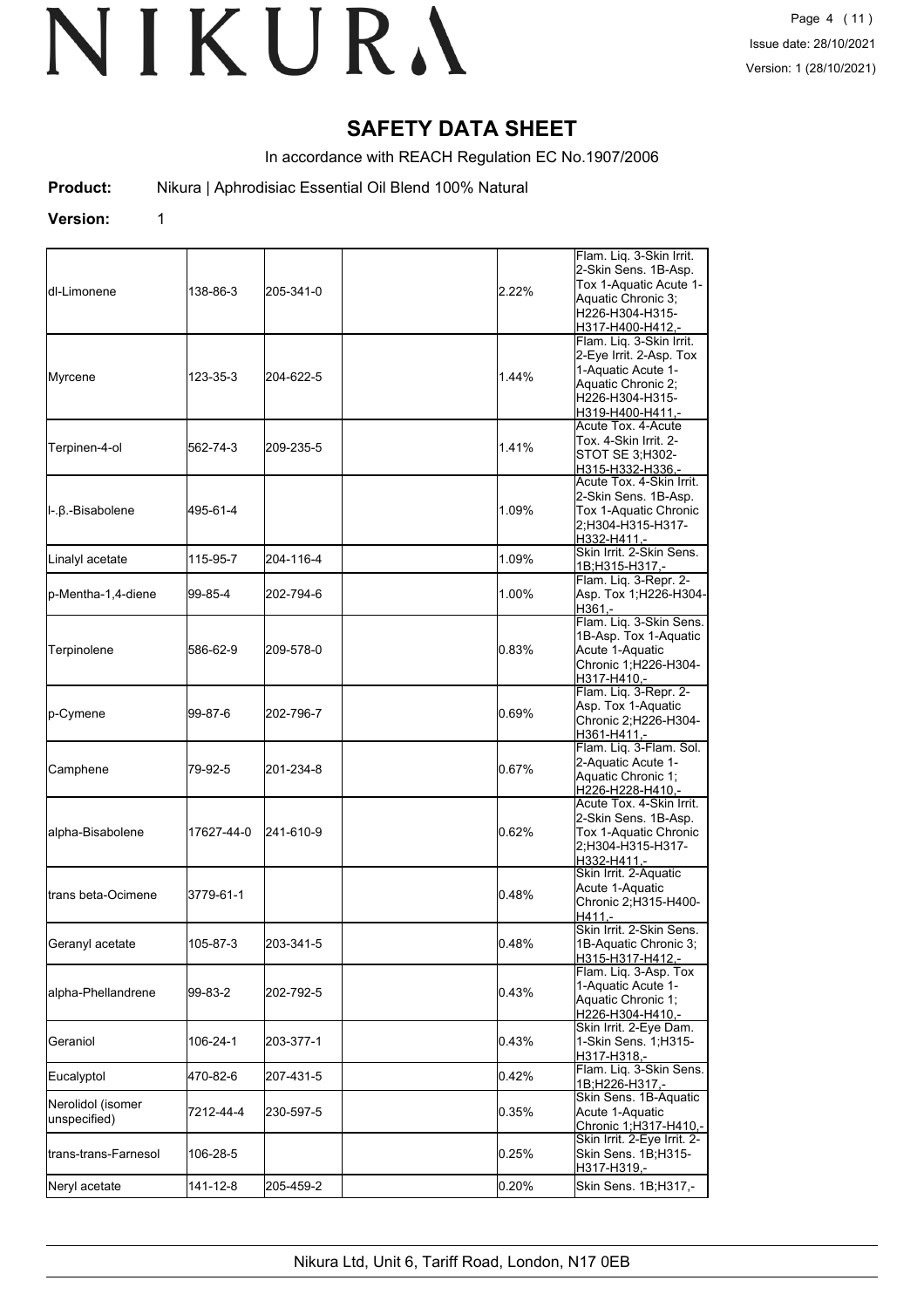# SAFETY DATA SHEET

In accordance with REACH Regulation EC No.1907/2006

**Product:** Nikura | Aphrodisiac Essential Oil Blend 100% Natural

**Version:** 1

| | | | | | |
|---|---|---|---|---|---|
| dl-Limonene | 138-86-3 | 205-341-0 | | 2.22% | Flam. Liq. 3-Skin Irrit. 2-Skin Sens. 1B-Asp. Tox 1-Aquatic Acute 1-Aquatic Chronic 3; H226-H304-H315-H317-H400-H412,- |
| Myrcene | 123-35-3 | 204-622-5 | | 1.44% | Flam. Liq. 3-Skin Irrit. 2-Eye Irrit. 2-Asp. Tox 1-Aquatic Acute 1-Aquatic Chronic 2; H226-H304-H315-H319-H400-H411,- |
| Terpinen-4-ol | 562-74-3 | 209-235-5 | | 1.41% | Acute Tox. 4-Acute Tox. 4-Skin Irrit. 2-STOT SE 3;H302-H315-H332-H336,- |
| l-.β.-Bisabolene | 495-61-4 | | | 1.09% | Acute Tox. 4-Skin Irrit. 2-Skin Sens. 1B-Asp. Tox 1-Aquatic Chronic 2;H304-H315-H317-H332-H411,- |
| Linalyl acetate | 115-95-7 | 204-116-4 | | 1.09% | Skin Irrit. 2-Skin Sens. 1B;H315-H317,- |
| p-Mentha-1,4-diene | 99-85-4 | 202-794-6 | | 1.00% | Flam. Liq. 3-Repr. 2-Asp. Tox 1;H226-H304-H361,- |
| Terpinolene | 586-62-9 | 209-578-0 | | 0.83% | Flam. Liq. 3-Skin Sens. 1B-Asp. Tox 1-Aquatic Acute 1-Aquatic Chronic 1;H226-H304-H317-H410,- |
| p-Cymene | 99-87-6 | 202-796-7 | | 0.69% | Flam. Liq. 3-Repr. 2-Asp. Tox 1-Aquatic Chronic 2;H226-H304-H361-H411,- |
| Camphene | 79-92-5 | 201-234-8 | | 0.67% | Flam. Liq. 3-Flam. Sol. 2-Aquatic Acute 1-Aquatic Chronic 1; H226-H228-H410,- |
| alpha-Bisabolene | 17627-44-0 | 241-610-9 | | 0.62% | Acute Tox. 4-Skin Irrit. 2-Skin Sens. 1B-Asp. Tox 1-Aquatic Chronic 2;H304-H315-H317-H332-H411,- |
| trans beta-Ocimene | 3779-61-1 | | | 0.48% | Skin Irrit. 2-Aquatic Acute 1-Aquatic Chronic 2;H315-H400-H411,- |
| Geranyl acetate | 105-87-3 | 203-341-5 | | 0.48% | Skin Irrit. 2-Skin Sens. 1B-Aquatic Chronic 3; H315-H317-H412,- |
| alpha-Phellandrene | 99-83-2 | 202-792-5 | | 0.43% | Flam. Liq. 3-Asp. Tox 1-Aquatic Acute 1-Aquatic Chronic 1; H226-H304-H410,- |
| Geraniol | 106-24-1 | 203-377-1 | | 0.43% | Skin Irrit. 2-Eye Dam. 1-Skin Sens. 1;H315-H317-H318,- |
| Eucalyptol | 470-82-6 | 207-431-5 | | 0.42% | Flam. Liq. 3-Skin Sens. 1B;H226-H317,- |
| Nerolidol (isomer unspecified) | 7212-44-4 | 230-597-5 | | 0.35% | Skin Sens. 1B-Aquatic Acute 1-Aquatic Chronic 1;H317-H410,- |
| trans-trans-Farnesol | 106-28-5 | | | 0.25% | Skin Irrit. 2-Eye Irrit. 2-Skin Sens. 1B;H315-H317-H319,- |
| Neryl acetate | 141-12-8 | 205-459-2 | | 0.20% | Skin Sens. 1B;H317,- |

Nikura Ltd, Unit 6, Tariff Road, London, N17 0EB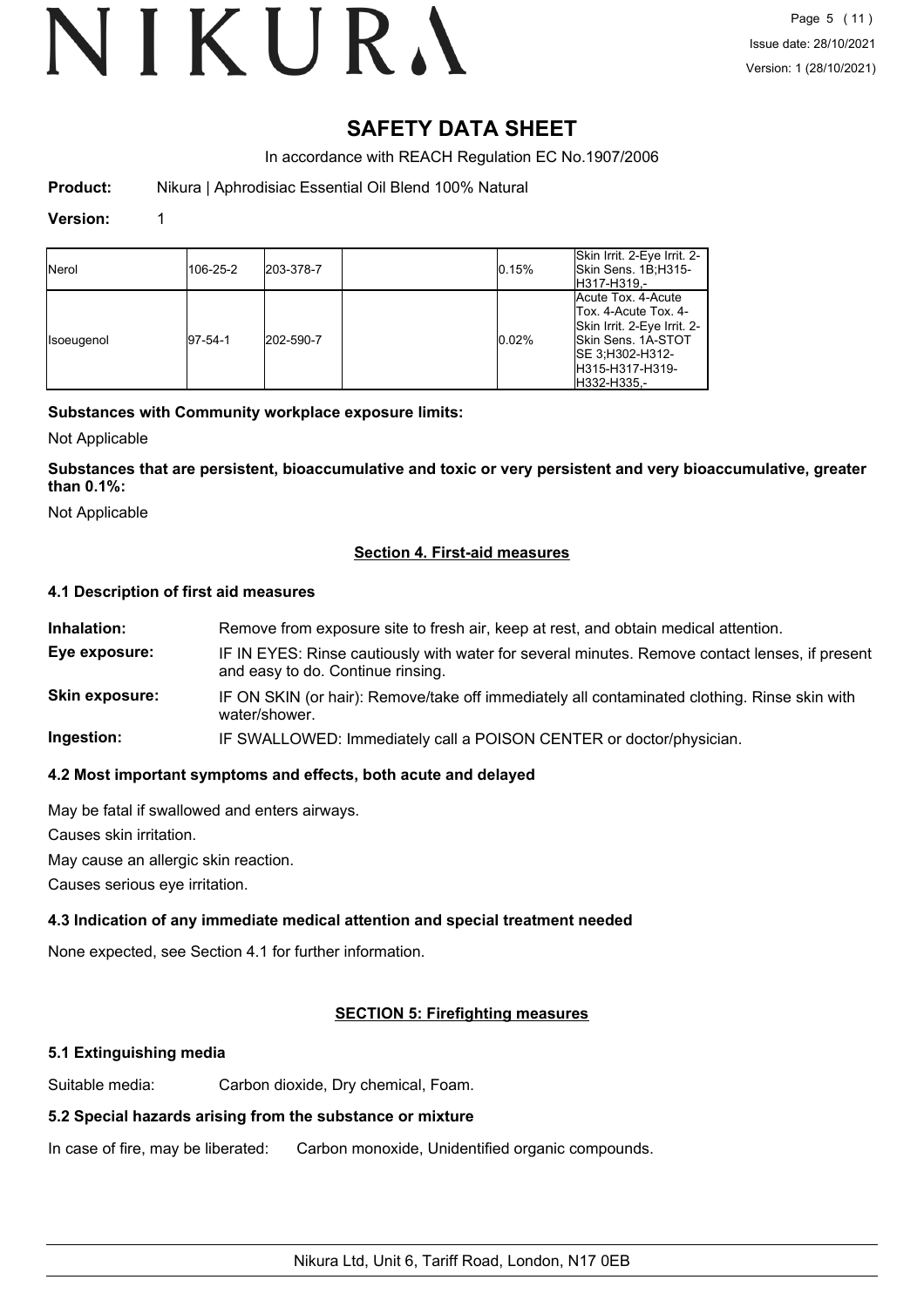# SAFETY DATA SHEET

In accordance with REACH Regulation EC No.1907/2006

**Product:** Nikura | Aphrodisiac Essential Oil Blend 100% Natural

**Version:** 1

| | | | | | |
|---|---|---|---|---|---|
| Nerol | 106-25-2 | 203-378-7 | | 0.15% | Skin Irrit. 2-Eye Irrit. 2-Skin Sens. 1B;H315-H317-H319,- |
| Isoeugenol | 97-54-1 | 202-590-7 | | 0.02% | Acute Tox. 4-Acute Tox. 4-Acute Tox. 4-Skin Irrit. 2-Eye Irrit. 2-Skin Sens. 1A-STOT SE 3;H302-H312-H315-H317-H319-H332-H335,- |

**Substances with Community workplace exposure limits:**

Not Applicable

**Substances that are persistent, bioaccumulative and toxic or very persistent and very bioaccumulative, greater than 0.1%:**

Not Applicable

## Section 4. First-aid measures

### 4.1 Description of first aid measures

**Inhalation:** Remove from exposure site to fresh air, keep at rest, and obtain medical attention.

**Eye exposure:** IF IN EYES: Rinse cautiously with water for several minutes. Remove contact lenses, if present and easy to do. Continue rinsing.

**Skin exposure:** IF ON SKIN (or hair): Remove/take off immediately all contaminated clothing. Rinse skin with water/shower.

**Ingestion:** IF SWALLOWED: Immediately call a POISON CENTER or doctor/physician.

### 4.2 Most important symptoms and effects, both acute and delayed

May be fatal if swallowed and enters airways.

Causes skin irritation.

May cause an allergic skin reaction.

Causes serious eye irritation.

### 4.3 Indication of any immediate medical attention and special treatment needed

None expected, see Section 4.1 for further information.

## SECTION 5: Firefighting measures

### 5.1 Extinguishing media

Suitable media: Carbon dioxide, Dry chemical, Foam.

### 5.2 Special hazards arising from the substance or mixture

In case of fire, may be liberated: Carbon monoxide, Unidentified organic compounds.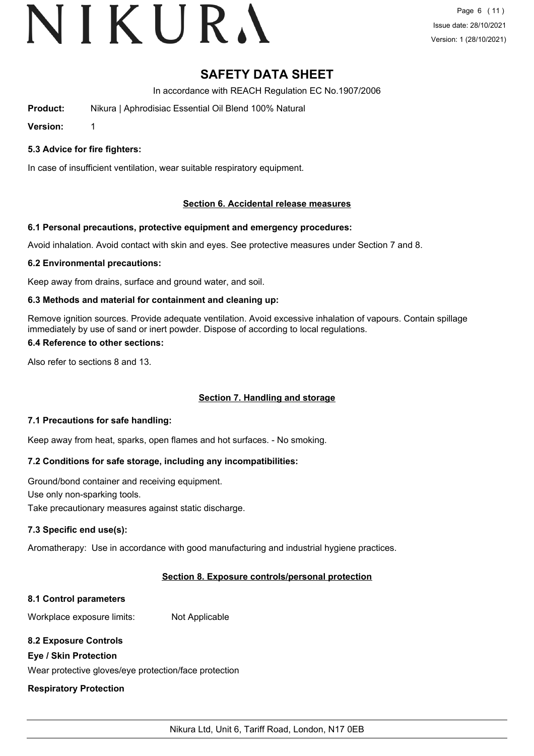# SAFETY DATA SHEET

In accordance with REACH Regulation EC No.1907/2006

**Product:** Nikura | Aphrodisiac Essential Oil Blend 100% Natural

**Version:** 1

### 5.3 Advice for fire fighters:

In case of insufficient ventilation, wear suitable respiratory equipment.

## Section 6. Accidental release measures

### 6.1 Personal precautions, protective equipment and emergency procedures:

Avoid inhalation. Avoid contact with skin and eyes. See protective measures under Section 7 and 8.

### 6.2 Environmental precautions:

Keep away from drains, surface and ground water, and soil.

### 6.3 Methods and material for containment and cleaning up:

Remove ignition sources. Provide adequate ventilation. Avoid excessive inhalation of vapours. Contain spillage immediately by use of sand or inert powder. Dispose of according to local regulations.

### 6.4 Reference to other sections:

Also refer to sections 8 and 13.

## Section 7. Handling and storage

### 7.1 Precautions for safe handling:

Keep away from heat, sparks, open flames and hot surfaces. - No smoking.

### 7.2 Conditions for safe storage, including any incompatibilities:

Ground/bond container and receiving equipment.
Use only non-sparking tools.
Take precautionary measures against static discharge.

### 7.3 Specific end use(s):

Aromatherapy: Use in accordance with good manufacturing and industrial hygiene practices.

## Section 8. Exposure controls/personal protection

### 8.1 Control parameters

Workplace exposure limits: Not Applicable

### 8.2 Exposure Controls

**Eye / Skin Protection**

Wear protective gloves/eye protection/face protection

**Respiratory Protection**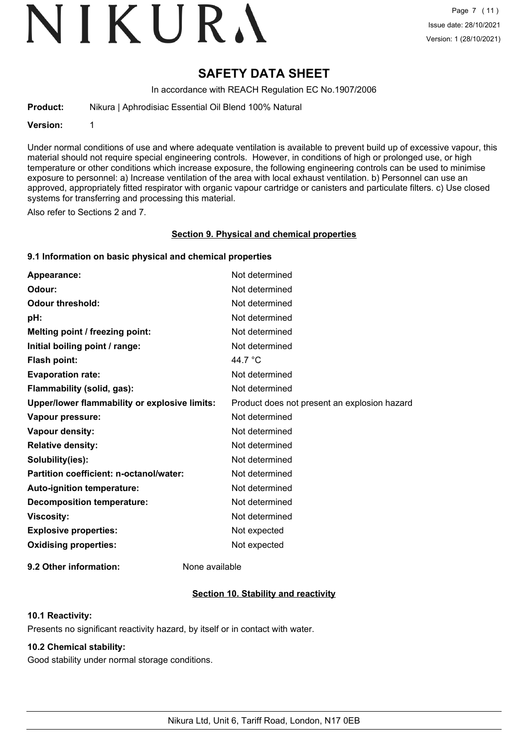# SAFETY DATA SHEET

In accordance with REACH Regulation EC No.1907/2006

**Product:** Nikura | Aphrodisiac Essential Oil Blend 100% Natural

**Version:** 1

Under normal conditions of use and where adequate ventilation is available to prevent build up of excessive vapour, this material should not require special engineering controls. However, in conditions of high or prolonged use, or high temperature or other conditions which increase exposure, the following engineering controls can be used to minimise exposure to personnel: a) Increase ventilation of the area with local exhaust ventilation. b) Personnel can use an approved, appropriately fitted respirator with organic vapour cartridge or canisters and particulate filters. c) Use closed systems for transferring and processing this material.

Also refer to Sections 2 and 7.

## Section 9. Physical and chemical properties

### 9.1 Information on basic physical and chemical properties

| | |
|---|---|
| **Appearance:** | Not determined |
| **Odour:** | Not determined |
| **Odour threshold:** | Not determined |
| **pH:** | Not determined |
| **Melting point / freezing point:** | Not determined |
| **Initial boiling point / range:** | Not determined |
| **Flash point:** | 44.7 °C |
| **Evaporation rate:** | Not determined |
| **Flammability (solid, gas):** | Not determined |
| **Upper/lower flammability or explosive limits:** | Product does not present an explosion hazard |
| **Vapour pressure:** | Not determined |
| **Vapour density:** | Not determined |
| **Relative density:** | Not determined |
| **Solubility(ies):** | Not determined |
| **Partition coefficient: n-octanol/water:** | Not determined |
| **Auto-ignition temperature:** | Not determined |
| **Decomposition temperature:** | Not determined |
| **Viscosity:** | Not determined |
| **Explosive properties:** | Not expected |
| **Oxidising properties:** | Not expected |

**9.2 Other information:** None available

## Section 10. Stability and reactivity

### 10.1 Reactivity:

Presents no significant reactivity hazard, by itself or in contact with water.

### 10.2 Chemical stability:

Good stability under normal storage conditions.

Nikura Ltd, Unit 6, Tariff Road, London, N17 0EB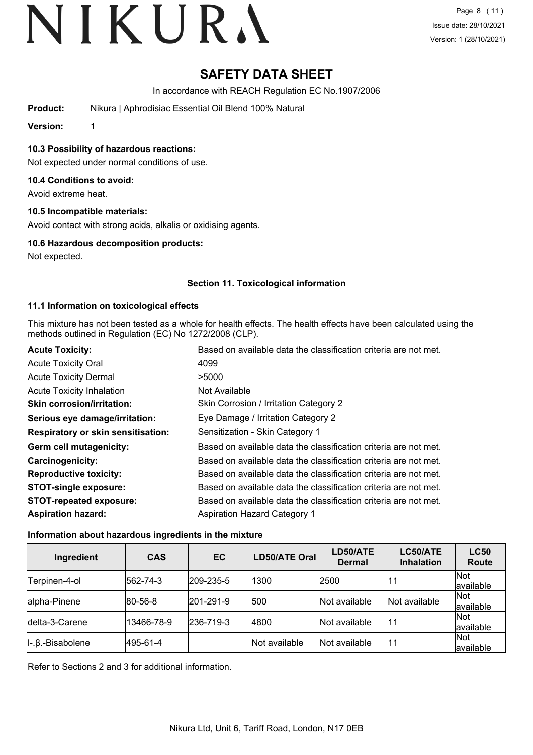# SAFETY DATA SHEET

In accordance with REACH Regulation EC No.1907/2006

**Product:** Nikura | Aphrodisiac Essential Oil Blend 100% Natural

**Version:** 1

### 10.3 Possibility of hazardous reactions:

Not expected under normal conditions of use.

### 10.4 Conditions to avoid:

Avoid extreme heat.

### 10.5 Incompatible materials:

Avoid contact with strong acids, alkalis or oxidising agents.

### 10.6 Hazardous decomposition products:

Not expected.

## Section 11. Toxicological information

### 11.1 Information on toxicological effects

This mixture has not been tested as a whole for health effects. The health effects have been calculated using the methods outlined in Regulation (EC) No 1272/2008 (CLP).

| | |
|---|---|
| **Acute Toxicity:** | Based on available data the classification criteria are not met. |
| Acute Toxicity Oral | 4099 |
| Acute Toxicity Dermal | >5000 |
| Acute Toxicity Inhalation | Not Available |
| **Skin corrosion/irritation:** | Skin Corrosion / Irritation Category 2 |
| **Serious eye damage/irritation:** | Eye Damage / Irritation Category 2 |
| **Respiratory or skin sensitisation:** | Sensitization - Skin Category 1 |
| **Germ cell mutagenicity:** | Based on available data the classification criteria are not met. |
| **Carcinogenicity:** | Based on available data the classification criteria are not met. |
| **Reproductive toxicity:** | Based on available data the classification criteria are not met. |
| **STOT-single exposure:** | Based on available data the classification criteria are not met. |
| **STOT-repeated exposure:** | Based on available data the classification criteria are not met. |
| **Aspiration hazard:** | Aspiration Hazard Category 1 |

#### Information about hazardous ingredients in the mixture

| Ingredient | CAS | EC | LD50/ATE Oral | LD50/ATE Dermal | LC50/ATE Inhalation | LC50 Route |
|---|---|---|---|---|---|---|
| Terpinen-4-ol | 562-74-3 | 209-235-5 | 1300 | 2500 | 11 | Not available |
| alpha-Pinene | 80-56-8 | 201-291-9 | 500 | Not available | Not available | Not available |
| delta-3-Carene | 13466-78-9 | 236-719-3 | 4800 | Not available | 11 | Not available |
| l-.β.-Bisabolene | 495-61-4 | | Not available | Not available | 11 | Not available |

Refer to Sections 2 and 3 for additional information.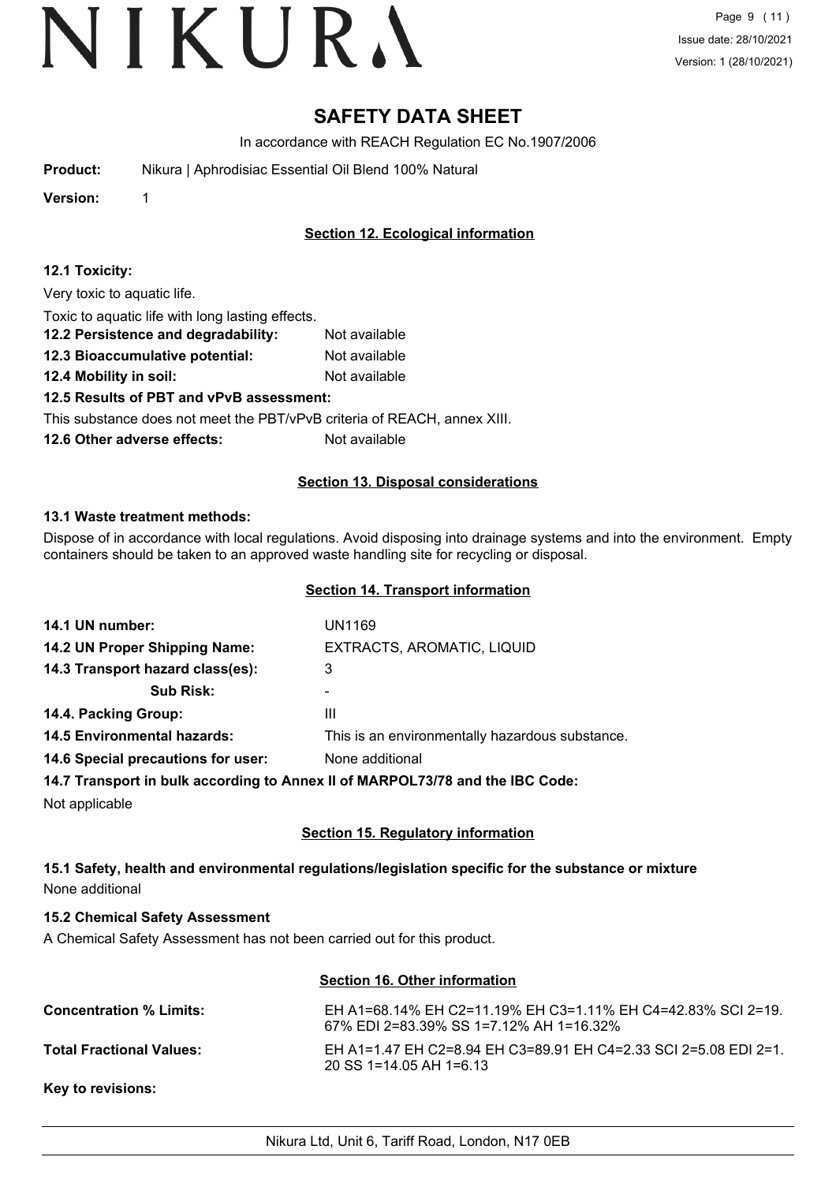# SAFETY DATA SHEET

In accordance with REACH Regulation EC No.1907/2006

**Product:** Nikura | Aphrodisiac Essential Oil Blend 100% Natural

**Version:** 1

## Section 12. Ecological information

**12.1 Toxicity:**

Very toxic to aquatic life.

Toxic to aquatic life with long lasting effects.

**12.2 Persistence and degradability:** Not available

**12.3 Bioaccumulative potential:** Not available

**12.4 Mobility in soil:** Not available

**12.5 Results of PBT and vPvB assessment:**

This substance does not meet the PBT/vPvB criteria of REACH, annex XIII.

**12.6 Other adverse effects:** Not available

## Section 13. Disposal considerations

**13.1 Waste treatment methods:**

Dispose of in accordance with local regulations. Avoid disposing into drainage systems and into the environment. Empty containers should be taken to an approved waste handling site for recycling or disposal.

## Section 14. Transport information

**14.1 UN number:** UN1169

**14.2 UN Proper Shipping Name:** EXTRACTS, AROMATIC, LIQUID

**14.3 Transport hazard class(es):** 3

**Sub Risk:** -

**14.4. Packing Group:** III

**14.5 Environmental hazards:** This is an environmentally hazardous substance.

**14.6 Special precautions for user:** None additional

**14.7 Transport in bulk according to Annex II of MARPOL73/78 and the IBC Code:**

Not applicable

## Section 15. Regulatory information

**15.1 Safety, health and environmental regulations/legislation specific for the substance or mixture**

None additional

**15.2 Chemical Safety Assessment**

A Chemical Safety Assessment has not been carried out for this product.

## Section 16. Other information

**Concentration % Limits:** EH A1=68.14% EH C2=11.19% EH C3=1.11% EH C4=42.83% SCI 2=19.67% EDI 2=83.39% SS 1=7.12% AH 1=16.32%

**Total Fractional Values:** EH A1=1.47 EH C2=8.94 EH C3=89.91 EH C4=2.33 SCI 2=5.08 EDI 2=1.20 SS 1=14.05 AH 1=6.13

**Key to revisions:**

Nikura Ltd, Unit 6, Tariff Road, London, N17 0EB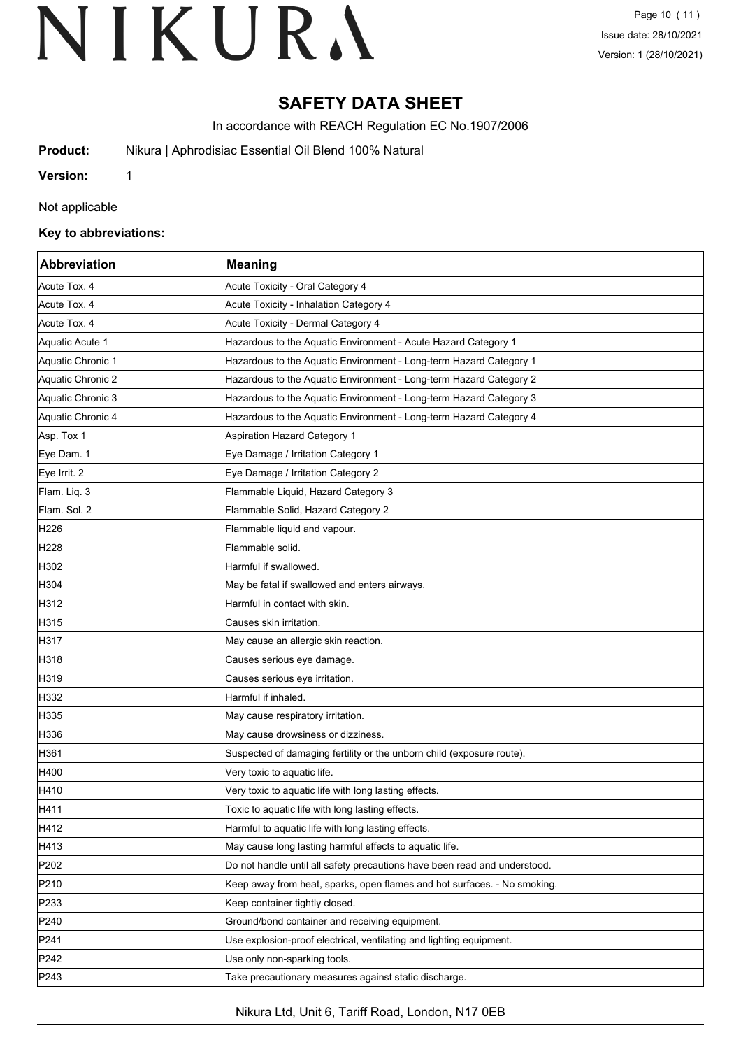# SAFETY DATA SHEET

In accordance with REACH Regulation EC No.1907/2006

**Product:** Nikura | Aphrodisiac Essential Oil Blend 100% Natural

**Version:** 1

Not applicable

**Key to abbreviations:**

| Abbreviation | Meaning |
|---|---|
| Acute Tox. 4 | Acute Toxicity - Oral Category 4 |
| Acute Tox. 4 | Acute Toxicity - Inhalation Category 4 |
| Acute Tox. 4 | Acute Toxicity - Dermal Category 4 |
| Aquatic Acute 1 | Hazardous to the Aquatic Environment - Acute Hazard Category 1 |
| Aquatic Chronic 1 | Hazardous to the Aquatic Environment - Long-term Hazard Category 1 |
| Aquatic Chronic 2 | Hazardous to the Aquatic Environment - Long-term Hazard Category 2 |
| Aquatic Chronic 3 | Hazardous to the Aquatic Environment - Long-term Hazard Category 3 |
| Aquatic Chronic 4 | Hazardous to the Aquatic Environment - Long-term Hazard Category 4 |
| Asp. Tox 1 | Aspiration Hazard Category 1 |
| Eye Dam. 1 | Eye Damage / Irritation Category 1 |
| Eye Irrit. 2 | Eye Damage / Irritation Category 2 |
| Flam. Liq. 3 | Flammable Liquid, Hazard Category 3 |
| Flam. Sol. 2 | Flammable Solid, Hazard Category 2 |
| H226 | Flammable liquid and vapour. |
| H228 | Flammable solid. |
| H302 | Harmful if swallowed. |
| H304 | May be fatal if swallowed and enters airways. |
| H312 | Harmful in contact with skin. |
| H315 | Causes skin irritation. |
| H317 | May cause an allergic skin reaction. |
| H318 | Causes serious eye damage. |
| H319 | Causes serious eye irritation. |
| H332 | Harmful if inhaled. |
| H335 | May cause respiratory irritation. |
| H336 | May cause drowsiness or dizziness. |
| H361 | Suspected of damaging fertility or the unborn child (exposure route). |
| H400 | Very toxic to aquatic life. |
| H410 | Very toxic to aquatic life with long lasting effects. |
| H411 | Toxic to aquatic life with long lasting effects. |
| H412 | Harmful to aquatic life with long lasting effects. |
| H413 | May cause long lasting harmful effects to aquatic life. |
| P202 | Do not handle until all safety precautions have been read and understood. |
| P210 | Keep away from heat, sparks, open flames and hot surfaces. - No smoking. |
| P233 | Keep container tightly closed. |
| P240 | Ground/bond container and receiving equipment. |
| P241 | Use explosion-proof electrical, ventilating and lighting equipment. |
| P242 | Use only non-sparking tools. |
| P243 | Take precautionary measures against static discharge. |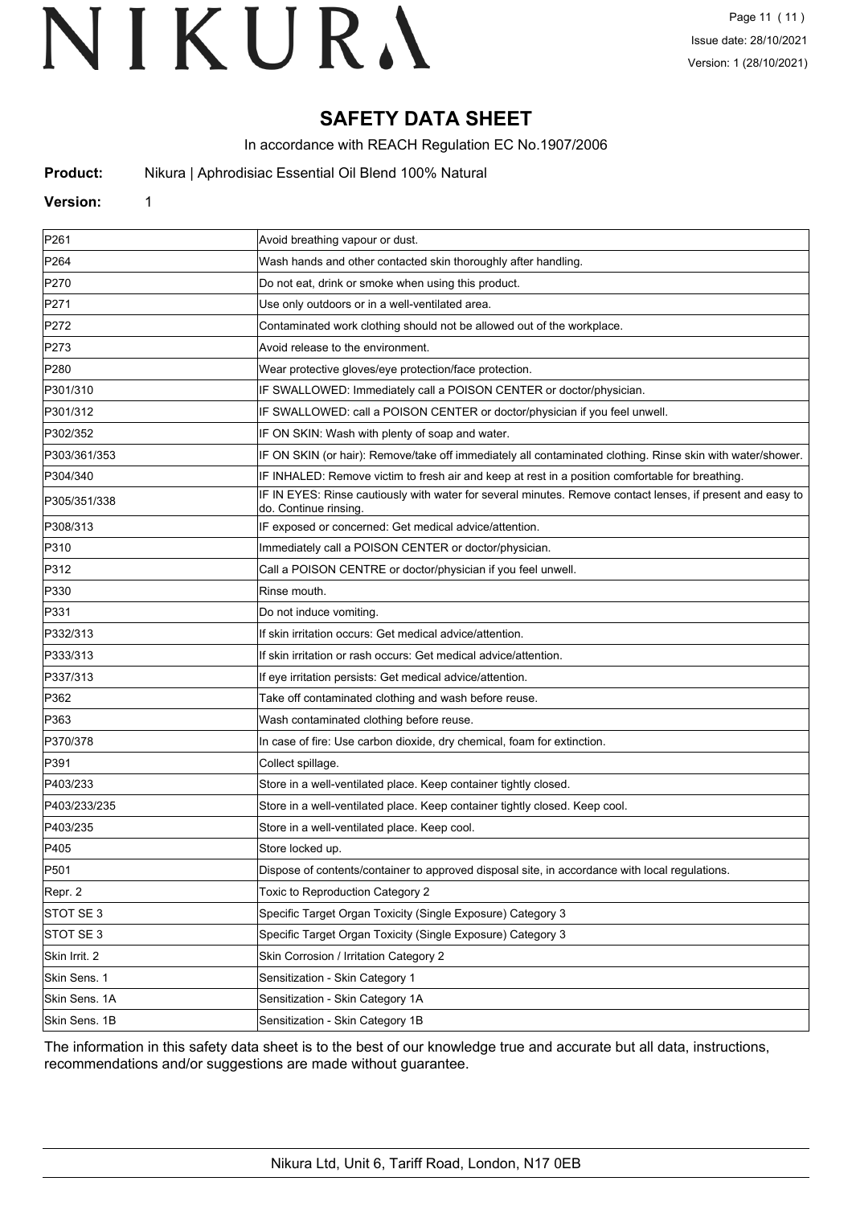# SAFETY DATA SHEET

In accordance with REACH Regulation EC No.1907/2006

**Product:** Nikura | Aphrodisiac Essential Oil Blend 100% Natural

**Version:** 1

| | |
|---|---|
| P261 | Avoid breathing vapour or dust. |
| P264 | Wash hands and other contacted skin thoroughly after handling. |
| P270 | Do not eat, drink or smoke when using this product. |
| P271 | Use only outdoors or in a well-ventilated area. |
| P272 | Contaminated work clothing should not be allowed out of the workplace. |
| P273 | Avoid release to the environment. |
| P280 | Wear protective gloves/eye protection/face protection. |
| P301/310 | IF SWALLOWED: Immediately call a POISON CENTER or doctor/physician. |
| P301/312 | IF SWALLOWED: call a POISON CENTER or doctor/physician if you feel unwell. |
| P302/352 | IF ON SKIN: Wash with plenty of soap and water. |
| P303/361/353 | IF ON SKIN (or hair): Remove/take off immediately all contaminated clothing. Rinse skin with water/shower. |
| P304/340 | IF INHALED: Remove victim to fresh air and keep at rest in a position comfortable for breathing. |
| P305/351/338 | IF IN EYES: Rinse cautiously with water for several minutes. Remove contact lenses, if present and easy to do. Continue rinsing. |
| P308/313 | IF exposed or concerned: Get medical advice/attention. |
| P310 | Immediately call a POISON CENTER or doctor/physician. |
| P312 | Call a POISON CENTRE or doctor/physician if you feel unwell. |
| P330 | Rinse mouth. |
| P331 | Do not induce vomiting. |
| P332/313 | If skin irritation occurs: Get medical advice/attention. |
| P333/313 | If skin irritation or rash occurs: Get medical advice/attention. |
| P337/313 | If eye irritation persists: Get medical advice/attention. |
| P362 | Take off contaminated clothing and wash before reuse. |
| P363 | Wash contaminated clothing before reuse. |
| P370/378 | In case of fire: Use carbon dioxide, dry chemical, foam for extinction. |
| P391 | Collect spillage. |
| P403/233 | Store in a well-ventilated place. Keep container tightly closed. |
| P403/233/235 | Store in a well-ventilated place. Keep container tightly closed. Keep cool. |
| P403/235 | Store in a well-ventilated place. Keep cool. |
| P405 | Store locked up. |
| P501 | Dispose of contents/container to approved disposal site, in accordance with local regulations. |
| Repr. 2 | Toxic to Reproduction Category 2 |
| STOT SE 3 | Specific Target Organ Toxicity (Single Exposure) Category 3 |
| STOT SE 3 | Specific Target Organ Toxicity (Single Exposure) Category 3 |
| Skin Irrit. 2 | Skin Corrosion / Irritation Category 2 |
| Skin Sens. 1 | Sensitization - Skin Category 1 |
| Skin Sens. 1A | Sensitization - Skin Category 1A |
| Skin Sens. 1B | Sensitization - Skin Category 1B |

The information in this safety data sheet is to the best of our knowledge true and accurate but all data, instructions, recommendations and/or suggestions are made without guarantee.